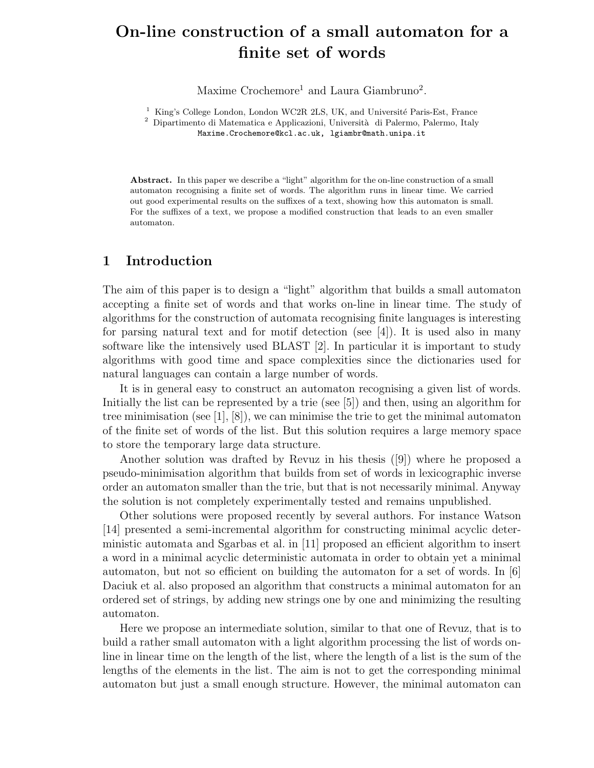# On-line construction of a small automaton for a finite set of words

Maxime Crochemore[1] and Laura Giambruno[2].

[1] King's College London, London WC2R 2LS, UK, and Université Paris-Est, France
[2] Dipartimento di Matematica e Applicazioni, Università di Palermo, Palermo, Italy
Maxime.Crochemore@kcl.ac.uk, lgiambr@math.unipa.it

**Abstract.** In this paper we describe a "light" algorithm for the on-line construction of a small automaton recognising a finite set of words. The algorithm runs in linear time. We carried out good experimental results on the suffixes of a text, showing how this automaton is small. For the suffixes of a text, we propose a modified construction that leads to an even smaller automaton.

## 1 Introduction

The aim of this paper is to design a "light" algorithm that builds a small automaton accepting a finite set of words and that works on-line in linear time. The study of algorithms for the construction of automata recognising finite languages is interesting for parsing natural text and for motif detection (see [4]). It is used also in many software like the intensively used BLAST [2]. In particular it is important to study algorithms with good time and space complexities since the dictionaries used for natural languages can contain a large number of words.

It is in general easy to construct an automaton recognising a given list of words. Initially the list can be represented by a trie (see [5]) and then, using an algorithm for tree minimisation (see [1], [8]), we can minimise the trie to get the minimal automaton of the finite set of words of the list. But this solution requires a large memory space to store the temporary large data structure.

Another solution was drafted by Revuz in his thesis ([9]) where he proposed a pseudo-minimisation algorithm that builds from set of words in lexicographic inverse order an automaton smaller than the trie, but that is not necessarily minimal. Anyway the solution is not completely experimentally tested and remains unpublished.

Other solutions were proposed recently by several authors. For instance Watson [14] presented a semi-incremental algorithm for constructing minimal acyclic deterministic automata and Sgarbas et al. in [11] proposed an efficient algorithm to insert a word in a minimal acyclic deterministic automata in order to obtain yet a minimal automaton, but not so efficient on building the automaton for a set of words. In [6] Daciuk et al. also proposed an algorithm that constructs a minimal automaton for an ordered set of strings, by adding new strings one by one and minimizing the resulting automaton.

Here we propose an intermediate solution, similar to that one of Revuz, that is to build a rather small automaton with a light algorithm processing the list of words on-line in linear time on the length of the list, where the length of a list is the sum of the lengths of the elements in the list. The aim is not to get the corresponding minimal automaton but just a small enough structure. However, the minimal automaton can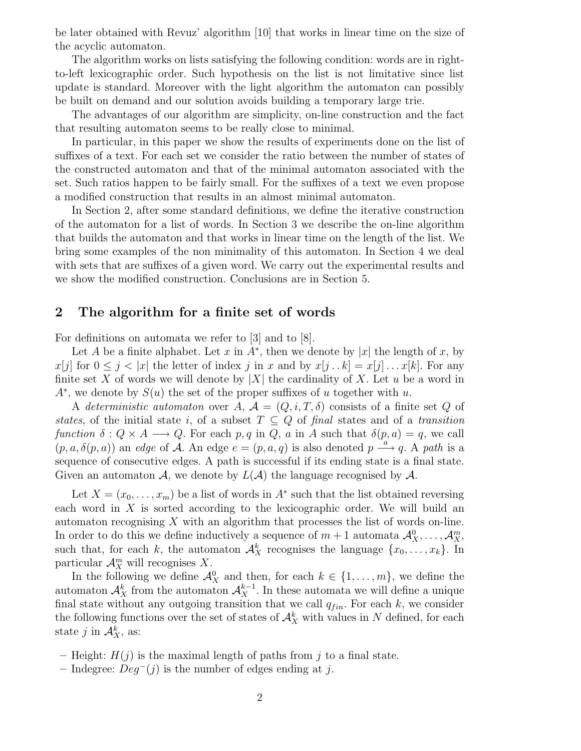be later obtained with Revuz' algorithm [10] that works in linear time on the size of the acyclic automaton.

The algorithm works on lists satisfying the following condition: words are in right-to-left lexicographic order. Such hypothesis on the list is not limitative since list update is standard. Moreover with the light algorithm the automaton can possibly be built on demand and our solution avoids building a temporary large trie.

The advantages of our algorithm are simplicity, on-line construction and the fact that resulting automaton seems to be really close to minimal.

In particular, in this paper we show the results of experiments done on the list of suffixes of a text. For each set we consider the ratio between the number of states of the constructed automaton and that of the minimal automaton associated with the set. Such ratios happen to be fairly small. For the suffixes of a text we even propose a modified construction that results in an almost minimal automaton.

In Section 2, after some standard definitions, we define the iterative construction of the automaton for a list of words. In Section 3 we describe the on-line algorithm that builds the automaton and that works in linear time on the length of the list. We bring some examples of the non minimality of this automaton. In Section 4 we deal with sets that are suffixes of a given word. We carry out the experimental results and we show the modified construction. Conclusions are in Section 5.

## 2 The algorithm for a finite set of words

For definitions on automata we refer to [3] and to [8].

Let $A$ be a finite alphabet. Let $x$ in $A^*$, then we denote by $|x|$ the length of $x$, by $x[j]$ for $0 \leq j < |x|$ the letter of index $j$ in $x$ and by $x[j\,..\,k] = x[j]\ldots x[k]$. For any finite set $X$ of words we will denote by $|X|$ the cardinality of $X$. Let $u$ be a word in $A^*$, we denote by $S(u)$ the set of the proper suffixes of $u$ together with $u$.

A *deterministic automaton* over $A$, $\mathcal{A} = (Q, i, T, \delta)$ consists of a finite set $Q$ of *states*, of the initial state $i$, of a subset $T \subseteq Q$ of *final* states and of a *transition function* $\delta : Q \times A \longrightarrow Q$. For each $p, q$ in $Q$, $a$ in $A$ such that $\delta(p, a) = q$, we call $(p, a, \delta(p, a))$ an *edge* of $\mathcal{A}$. An edge $e = (p, a, q)$ is also denoted $p \xrightarrow{a} q$. A *path* is a sequence of consecutive edges. A path is successful if its ending state is a final state. Given an automaton $\mathcal{A}$, we denote by $L(\mathcal{A})$ the language recognised by $\mathcal{A}$.

Let $X = (x_0, \ldots, x_m)$ be a list of words in $A^*$ such that the list obtained reversing each word in $X$ is sorted according to the lexicographic order. We will build an automaton recognising $X$ with an algorithm that processes the list of words on-line. In order to do this we define inductively a sequence of $m+1$ automata $\mathcal{A}_X^0, \ldots, \mathcal{A}_X^m$, such that, for each $k$, the automaton $\mathcal{A}_X^k$ recognises the language $\{x_0, \ldots, x_k\}$. In particular $\mathcal{A}_X^m$ will recognises $X$.

In the following we define $\mathcal{A}_X^0$ and then, for each $k \in \{1, \ldots, m\}$, we define the automaton $\mathcal{A}_X^k$ from the automaton $\mathcal{A}_X^{k-1}$. In these automata we will define a unique final state without any outgoing transition that we call $q_{fin}$. For each $k$, we consider the following functions over the set of states of $\mathcal{A}_X^k$ with values in $N$ defined, for each state $j$ in $\mathcal{A}_X^k$, as:

– Height: $H(j)$ is the maximal length of paths from $j$ to a final state.
– Indegree: $Deg^-(j)$ is the number of edges ending at $j$.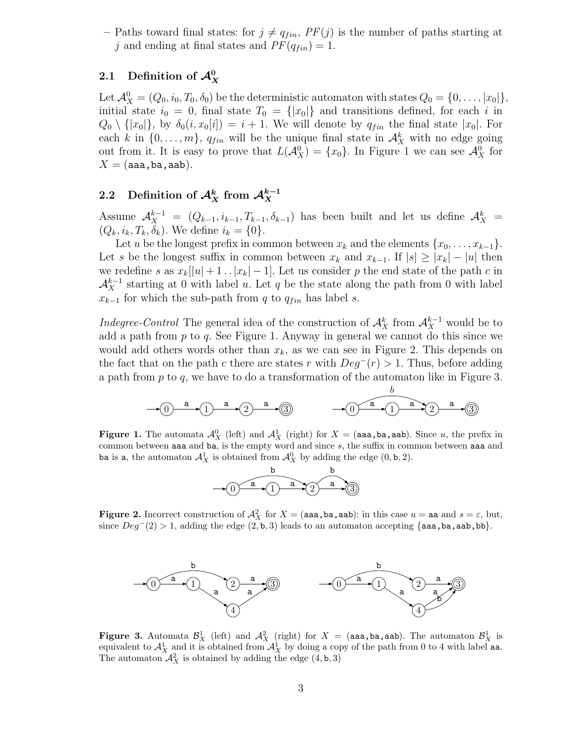– Paths toward final states: for $j \neq q_{fin}$, $PF(j)$ is the number of paths starting at $j$ and ending at final states and $PF(q_{fin}) = 1$.

### 2.1 Definition of $\mathcal{A}_X^0$

Let $\mathcal{A}_X^0 = (Q_0, i_0, T_0, \delta_0)$ be the deterministic automaton with states $Q_0 = \{0, \ldots, |x_0|\}$, initial state $i_0 = 0$, final state $T_0 = \{|x_0|\}$ and transitions defined, for each $i$ in $Q_0 \setminus \{|x_0|\}$, by $\delta_0(i, x_0[i]) = i + 1$. We will denote by $q_{fin}$ the final state $|x_0|$. For each $k$ in $\{0, \ldots, m\}$, $q_{fin}$ will be the unique final state in $\mathcal{A}_X^k$ with no edge going out from it. It is easy to prove that $L(\mathcal{A}_X^0) = \{x_0\}$. In Figure 1 we can see $\mathcal{A}_X^0$ for $X = (\texttt{aaa}, \texttt{ba}, \texttt{aab})$.

### 2.2 Definition of $\mathcal{A}_X^k$ from $\mathcal{A}_X^{k-1}$

Assume $\mathcal{A}_X^{k-1} = (Q_{k-1}, i_{k-1}, T_{k-1}, \delta_{k-1})$ has been built and let us define $\mathcal{A}_X^k = (Q_k, i_k, T_k, \delta_k)$. We define $i_k = \{0\}$.

Let $u$ be the longest prefix in common between $x_k$ and the elements $\{x_0, \ldots, x_{k-1}\}$. Let $s$ be the longest suffix in common between $x_k$ and $x_{k-1}$. If $|s| \geq |x_k| - |u|$ then we redefine $s$ as $x_k[|u| + 1 \,..\, |x_k| - 1]$. Let us consider $p$ the end state of the path $c$ in $\mathcal{A}_X^{k-1}$ starting at 0 with label $u$. Let $q$ be the state along the path from 0 with label $x_{k-1}$ for which the sub-path from $q$ to $q_{fin}$ has label $s$.

*Indegree-Control* The general idea of the construction of $\mathcal{A}_X^k$ from $\mathcal{A}_X^{k-1}$ would be to add a path from $p$ to $q$. See Figure 1. Anyway in general we cannot do this since we would add others words other than $x_k$, as we can see in Figure 2. This depends on the fact that on the path $c$ there are states $r$ with $Deg^-(r) > 1$. Thus, before adding a path from $p$ to $q$, we have to do a transformation of the automaton like in Figure 3.

**Figure 1.** The automata $\mathcal{A}_X^0$ (left) and $\mathcal{A}_X^1$ (right) for $X = (\texttt{aaa}, \texttt{ba}, \texttt{aab})$. Since $u$, the prefix in common between aaa and ba, is the empty word and since $s$, the suffix in common between aaa and ba is a, the automaton $\mathcal{A}_X^1$ is obtained from $\mathcal{A}_X^0$ by adding the edge $(0, \texttt{b}, 2)$.

**Figure 2.** Incorrect construction of $\mathcal{A}_X^2$ for $X = (\texttt{aaa}, \texttt{ba}, \texttt{aab})$: in this case $u = \texttt{aa}$ and $s = \varepsilon$, but, since $Deg^-(2) > 1$, adding the edge $(2, \texttt{b}, 3)$ leads to an automaton accepting $\{\texttt{aaa}, \texttt{ba}, \texttt{aab}, \texttt{bb}\}$.

**Figure 3.** Automata $\mathcal{B}_X^1$ (left) and $\mathcal{A}_X^2$ (right) for $X = (\texttt{aaa}, \texttt{ba}, \texttt{aab})$. The automaton $\mathcal{B}_X^1$ is equivalent to $\mathcal{A}_X^1$ and it is obtained from $\mathcal{A}_X^1$ by doing a copy of the path from 0 to 4 with label aa. The automaton $\mathcal{A}_X^2$ is obtained by adding the edge $(4, \texttt{b}, 3)$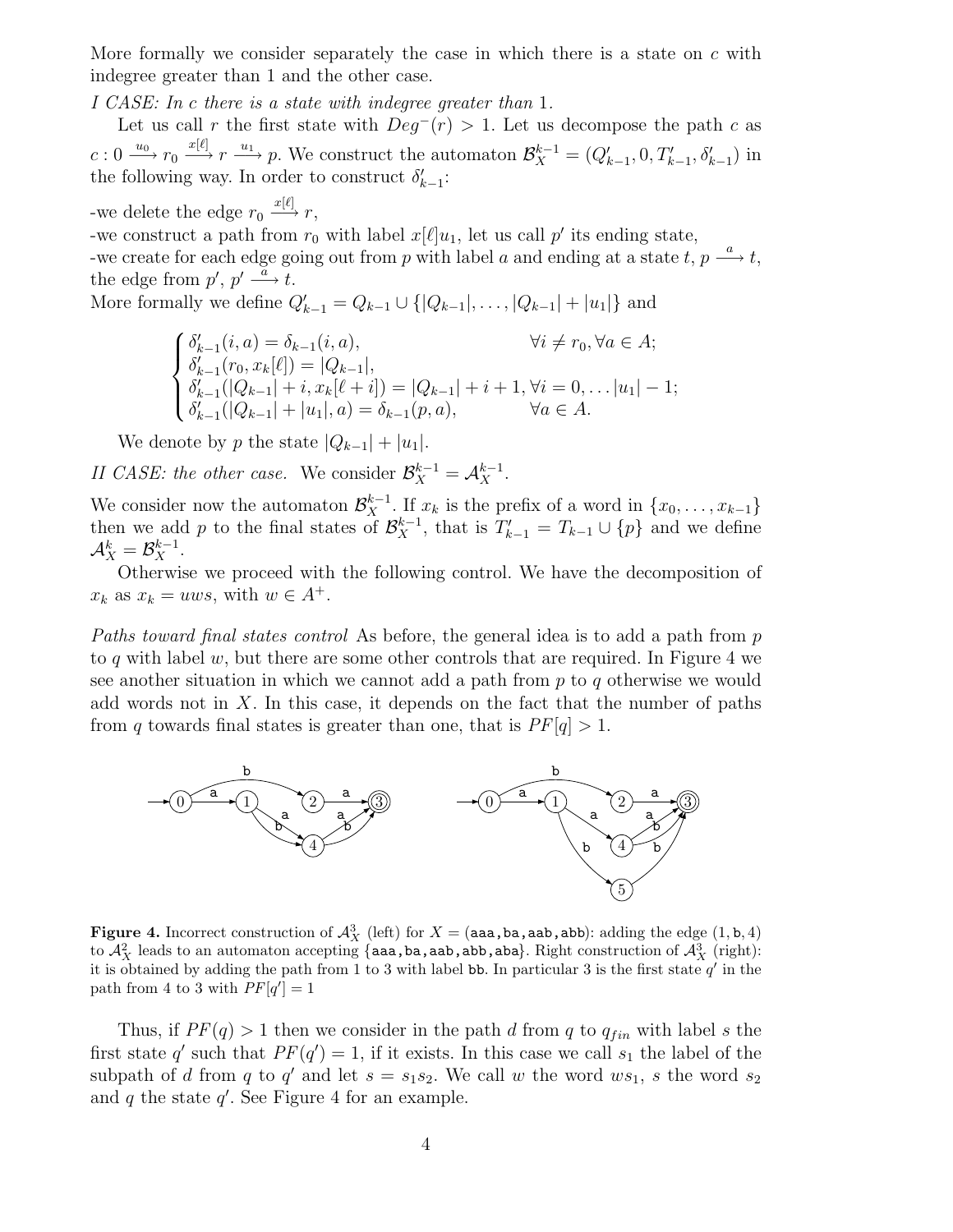More formally we consider separately the case in which there is a state on $c$ with indegree greater than 1 and the other case.

*I CASE: In $c$ there is a state with indegree greater than* 1.

Let us call $r$ the first state with $Deg^{-}(r) > 1$. Let us decompose the path $c$ as $c : 0 \xrightarrow{u_0} r_0 \xrightarrow{x[\ell]} r \xrightarrow{u_1} p$. We construct the automaton $\mathcal{B}_X^{k-1} = (Q'_{k-1}, 0, T'_{k-1}, \delta'_{k-1})$ in the following way. In order to construct $\delta'_{k-1}$:

-we delete the edge $r_0 \xrightarrow{x[\ell]} r$,
-we construct a path from $r_0$ with label $x[\ell]u_1$, let us call $p'$ its ending state,
-we create for each edge going out from $p$ with label $a$ and ending at a state $t$, $p \xrightarrow{a} t$, the edge from $p'$, $p' \xrightarrow{a} t$.
More formally we define $Q'_{k-1} = Q_{k-1} \cup \{|Q_{k-1}|, \ldots, |Q_{k-1}| + |u_1|\}$ and

$$\begin{cases} \delta'_{k-1}(i, a) = \delta_{k-1}(i, a), & \forall i \neq r_0, \forall a \in A; \\ \delta'_{k-1}(r_0, x_k[\ell]) = |Q_{k-1}|, & \\ \delta'_{k-1}(|Q_{k-1}| + i, x_k[\ell + i]) = |Q_{k-1}| + i + 1, & \forall i = 0, \ldots |u_1| - 1; \\ \delta'_{k-1}(|Q_{k-1}| + |u_1|, a) = \delta_{k-1}(p, a), & \forall a \in A. \end{cases}$$

We denote by $p$ the state $|Q_{k-1}| + |u_1|$.

*II CASE: the other case.* We consider $\mathcal{B}_X^{k-1} = \mathcal{A}_X^{k-1}$.

We consider now the automaton $\mathcal{B}_X^{k-1}$. If $x_k$ is the prefix of a word in $\{x_0, \ldots, x_{k-1}\}$ then we add $p$ to the final states of $\mathcal{B}_X^{k-1}$, that is $T'_{k-1} = T_{k-1} \cup \{p\}$ and we define $\mathcal{A}_X^k = \mathcal{B}_X^{k-1}$.

Otherwise we proceed with the following control. We have the decomposition of $x_k$ as $x_k = uws$, with $w \in A^+$.

*Paths toward final states control* As before, the general idea is to add a path from $p$ to $q$ with label $w$, but there are some other controls that are required. In Figure 4 we see another situation in which we cannot add a path from $p$ to $q$ otherwise we would add words not in $X$. In this case, it depends on the fact that the number of paths from $q$ towards final states is greater than one, that is $PF[q] > 1$.

**Figure 4.** Incorrect construction of $\mathcal{A}_X^3$ (left) for $X = (\texttt{aaa}, \texttt{ba}, \texttt{aab}, \texttt{abb})$: adding the edge $(1, \texttt{b}, 4)$ to $\mathcal{A}_X^2$ leads to an automaton accepting $\{\texttt{aaa}, \texttt{ba}, \texttt{aab}, \texttt{abb}, \texttt{aba}\}$. Right construction of $\mathcal{A}_X^3$ (right): it is obtained by adding the path from 1 to 3 with label $\texttt{bb}$. In particular 3 is the first state $q'$ in the path from 4 to 3 with $PF[q'] = 1$

Thus, if $PF(q) > 1$ then we consider in the path $d$ from $q$ to $q_{fin}$ with label $s$ the first state $q'$ such that $PF(q') = 1$, if it exists. In this case we call $s_1$ the label of the subpath of $d$ from $q$ to $q'$ and let $s = s_1 s_2$. We call $w$ the word $ws_1$, $s$ the word $s_2$ and $q$ the state $q'$. See Figure 4 for an example.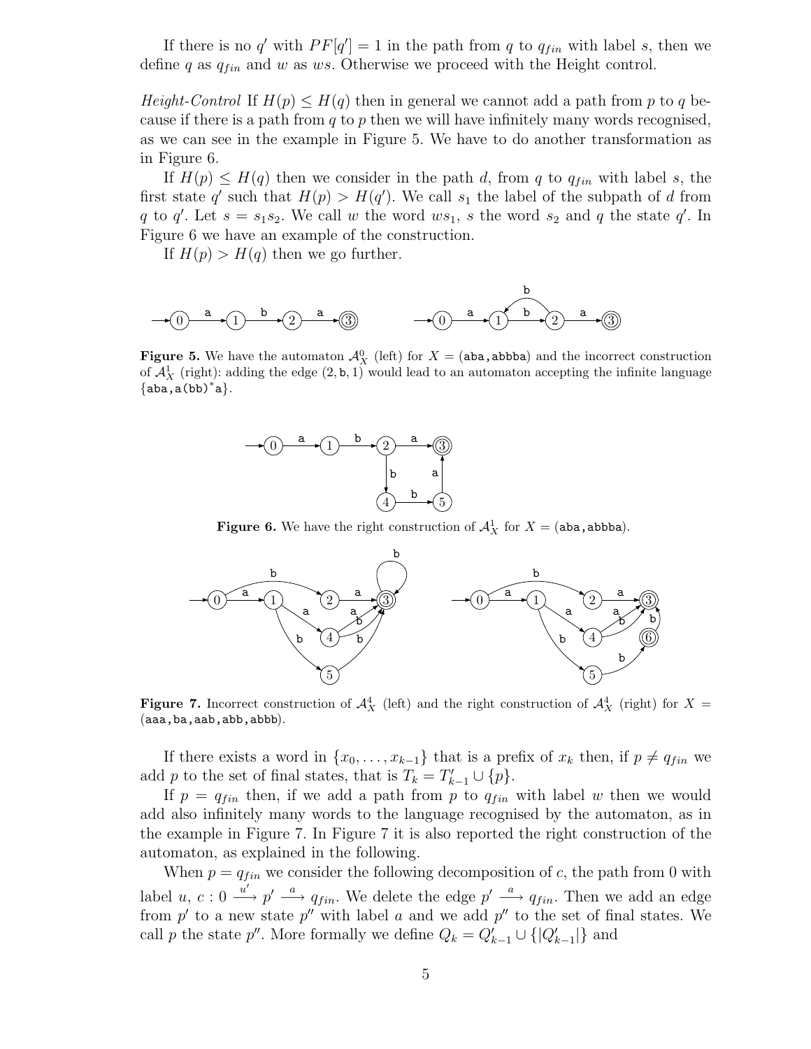If there is no $q'$ with $PF[q'] = 1$ in the path from $q$ to $q_{fin}$ with label $s$, then we define $q$ as $q_{fin}$ and $w$ as $ws$. Otherwise we proceed with the Height control.

*Height-Control* If $H(p) \leq H(q)$ then in general we cannot add a path from $p$ to $q$ because if there is a path from $q$ to $p$ then we will have infinitely many words recognised, as we can see in the example in Figure 5. We have to do another transformation as in Figure 6.

If $H(p) \leq H(q)$ then we consider in the path $d$, from $q$ to $q_{fin}$ with label $s$, the first state $q'$ such that $H(p) > H(q')$. We call $s_1$ the label of the subpath of $d$ from $q$ to $q'$. Let $s = s_1 s_2$. We call $w$ the word $ws_1$, $s$ the word $s_2$ and $q$ the state $q'$. In Figure 6 we have an example of the construction.

If $H(p) > H(q)$ then we go further.

**Figure 5.** We have the automaton $\mathcal{A}_X^0$ (left) for $X = (\mathtt{aba}, \mathtt{abbba})$ and the incorrect construction of $\mathcal{A}_X^1$ (right): adding the edge $(2, \mathtt{b}, 1)$ would lead to an automaton accepting the infinite language $\{\mathtt{aba}, \mathtt{a(bb)^*a}\}$.

**Figure 6.** We have the right construction of $\mathcal{A}_X^1$ for $X = (\mathtt{aba}, \mathtt{abbba})$.

**Figure 7.** Incorrect construction of $\mathcal{A}_X^4$ (left) and the right construction of $\mathcal{A}_X^4$ (right) for $X = (\mathtt{aaa}, \mathtt{ba}, \mathtt{aab}, \mathtt{abb}, \mathtt{abbb})$.

If there exists a word in $\{x_0, \ldots, x_{k-1}\}$ that is a prefix of $x_k$ then, if $p \neq q_{fin}$ we add $p$ to the set of final states, that is $T_k = T'_{k-1} \cup \{p\}$.

If $p = q_{fin}$ then, if we add a path from $p$ to $q_{fin}$ with label $w$ then we would add also infinitely many words to the language recognised by the automaton, as in the example in Figure 7. In Figure 7 it is also reported the right construction of the automaton, as explained in the following.

When $p = q_{fin}$ we consider the following decomposition of $c$, the path from 0 with label $u$, $c : 0 \xrightarrow{u'} p' \xrightarrow{a} q_{fin}$. We delete the edge $p' \xrightarrow{a} q_{fin}$. Then we add an edge from $p'$ to a new state $p''$ with label $a$ and we add $p''$ to the set of final states. We call $p$ the state $p''$. More formally we define $Q_k = Q'_{k-1} \cup \{|Q'_{k-1}|\}$ and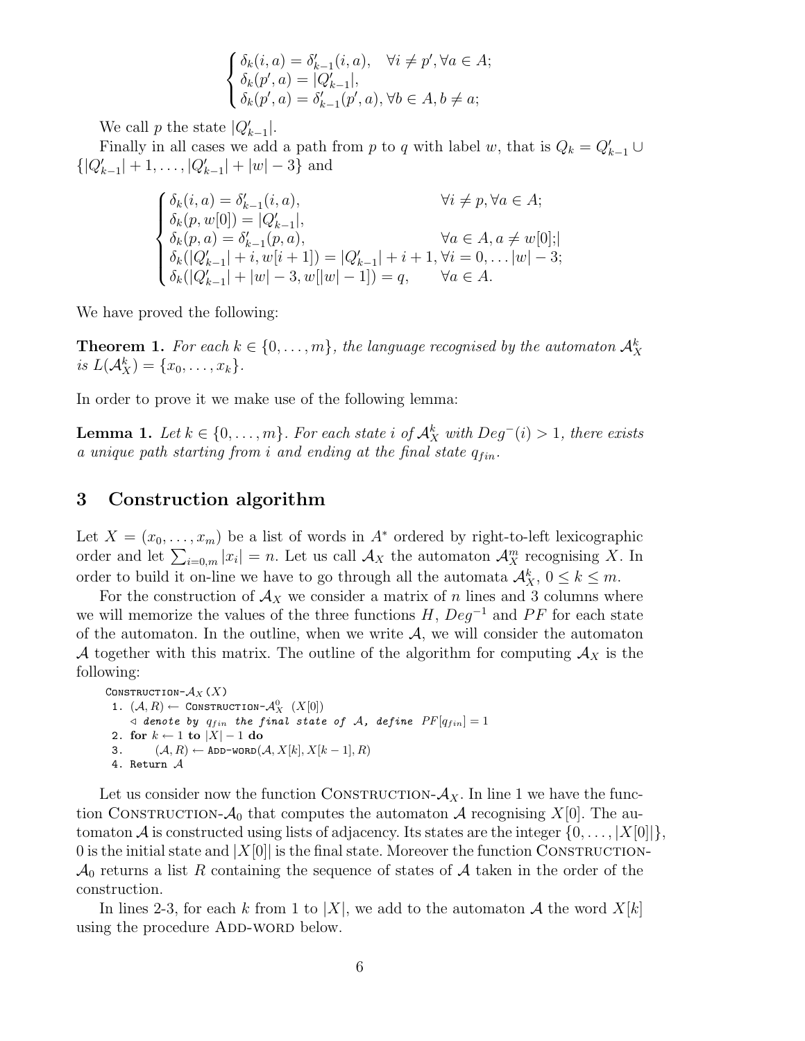$$
\begin{cases}
\delta_k(i,a) = \delta'_{k-1}(i,a), \quad \forall i \neq p', \forall a \in A; \\
\delta_k(p',a) = |Q'_{k-1}|, \\
\delta_k(p',a) = \delta'_{k-1}(p',a), \forall b \in A, b \neq a;
\end{cases}
$$

We call $p$ the state $|Q'_{k-1}|$.

Finally in all cases we add a path from $p$ to $q$ with label $w$, that is $Q_k = Q'_{k-1} \cup \{|Q'_{k-1}|+1, \ldots, |Q'_{k-1}|+|w|-3\}$ and

$$
\begin{cases}
\delta_k(i,a) = \delta'_{k-1}(i,a), & \forall i \neq p, \forall a \in A; \\
\delta_k(p,w[0]) = |Q'_{k-1}|, & \\
\delta_k(p,a) = \delta'_{k-1}(p,a), & \forall a \in A, a \neq w[0];| \\
\delta_k(|Q'_{k-1}|+i, w[i+1]) = |Q'_{k-1}|+i+1, & \forall i = 0, \ldots |w|-3; \\
\delta_k(|Q'_{k-1}|+|w|-3, w[|w|-1]) = q, & \forall a \in A.
\end{cases}
$$

We have proved the following:

**Theorem 1.** *For each $k \in \{0, \ldots, m\}$, the language recognised by the automaton $\mathcal{A}_X^k$ is $L(\mathcal{A}_X^k) = \{x_0, \ldots, x_k\}$.*

In order to prove it we make use of the following lemma:

**Lemma 1.** *Let $k \in \{0, \ldots, m\}$. For each state $i$ of $\mathcal{A}_X^k$ with $Deg^-(i) > 1$, there exists a unique path starting from $i$ and ending at the final state $q_{fin}$.*

## 3 Construction algorithm

Let $X = (x_0, \ldots, x_m)$ be a list of words in $A^*$ ordered by right-to-left lexicographic order and let $\sum_{i=0,m} |x_i| = n$. Let us call $\mathcal{A}_X$ the automaton $\mathcal{A}_X^m$ recognising $X$. In order to build it on-line we have to go through all the automata $\mathcal{A}_X^k$, $0 \leq k \leq m$.

For the construction of $\mathcal{A}_X$ we consider a matrix of $n$ lines and 3 columns where we will memorize the values of the three functions $H$, $Deg^{-1}$ and $PF$ for each state of the automaton. In the outline, when we write $\mathcal{A}$, we will consider the automaton $\mathcal{A}$ together with this matrix. The outline of the algorithm for computing $\mathcal{A}_X$ is the following:

```
Construction-A_X(X)
 1. (A, R) ← Construction-A_X^0 (X[0])
    ◁ denote by q_fin the final state of A, define PF[q_fin] = 1
 2. for k ← 1 to |X| − 1 do
 3.      (A, R) ← Add-word(A, X[k], X[k − 1], R)
 4. Return A
```

Let us consider now the function Construction-$\mathcal{A}_X$. In line 1 we have the function Construction-$\mathcal{A}_0$ that computes the automaton $\mathcal{A}$ recognising $X[0]$. The automaton $\mathcal{A}$ is constructed using lists of adjacency. Its states are the integer $\{0, \ldots, |X[0]|\}$, 0 is the initial state and $|X[0]|$ is the final state. Moreover the function Construction-$\mathcal{A}_0$ returns a list $R$ containing the sequence of states of $\mathcal{A}$ taken in the order of the construction.

In lines 2-3, for each $k$ from 1 to $|X|$, we add to the automaton $\mathcal{A}$ the word $X[k]$ using the procedure Add-word below.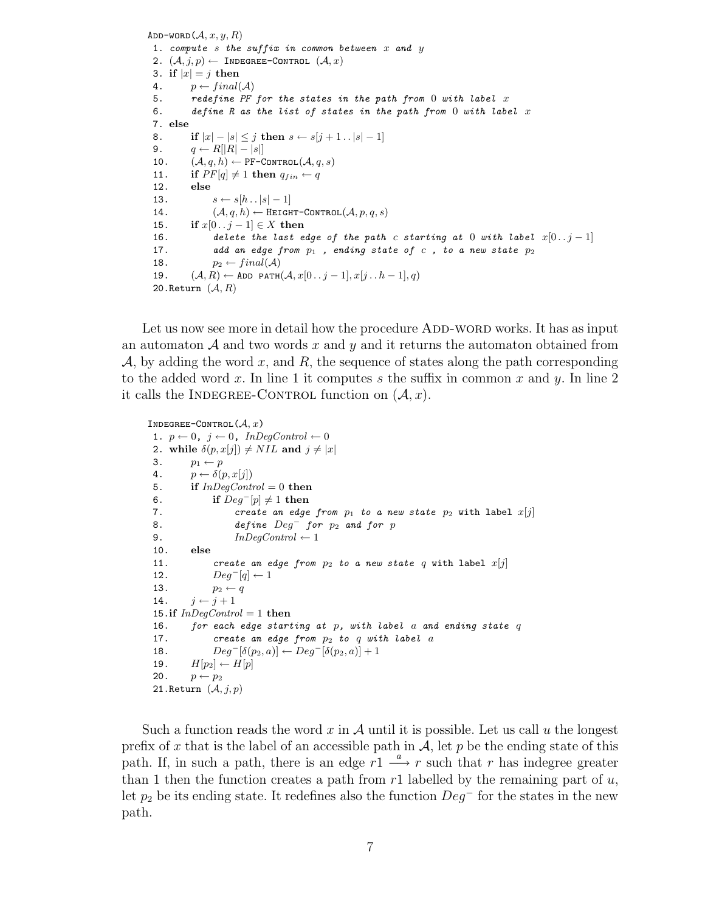```
ADD-WORD(A, x, y, R)
 1. compute s the suffix in common between x and y
 2. (A, j, p) ← INDEGREE-CONTROL (A, x)
 3. if |x| = j then
 4.     p ← final(A)
 5.     redefine PF for the states in the path from 0 with label x
 6.     define R as the list of states in the path from 0 with label x
 7. else
 8.     if |x| − |s| ≤ j then s ← s[j + 1 . . |s| − 1]
 9.     q ← R[|R| − |s|]
10.     (A, q, h) ← PF-CONTROL(A, q, s)
11.     if PF[q] ≠ 1 then q_fin ← q
12.     else
13.         s ← s[h . . |s| − 1]
14.         (A, q, h) ← HEIGHT-CONTROL(A, p, q, s)
15.     if x[0 . . j − 1] ∈ X then
16.         delete the last edge of the path c starting at 0 with label x[0 . . j − 1]
17.         add an edge from p1 , ending state of c , to a new state p2
18.         p2 ← final(A)
19.     (A, R) ← ADD PATH(A, x[0 . . j − 1], x[j . . h − 1], q)
20.Return (A, R)
```

Let us now see more in detail how the procedure ADD-WORD works. It has as input an automaton $\mathcal{A}$ and two words $x$ and $y$ and it returns the automaton obtained from $\mathcal{A}$, by adding the word $x$, and $R$, the sequence of states along the path corresponding to the added word $x$. In line 1 it computes $s$ the suffix in common $x$ and $y$. In line 2 it calls the INDEGREE-CONTROL function on $(\mathcal{A}, x)$.

```
INDEGREE-CONTROL(A, x)
 1. p ← 0, j ← 0, InDegControl ← 0
 2. while δ(p, x[j]) ≠ NIL and j ≠ |x|
 3.     p1 ← p
 4.     p ← δ(p, x[j])
 5.     if InDegControl = 0 then
 6.         if Deg⁻[p] ≠ 1 then
 7.             create an edge from p1 to a new state p2 with label x[j]
 8.             define Deg⁻ for p2 and for p
 9.             InDegControl ← 1
10.     else
11.         create an edge from p2 to a new state q with label x[j]
12.         Deg⁻[q] ← 1
13.         p2 ← q
14.     j ← j + 1
15.if InDegControl = 1 then
16.     for each edge starting at p, with label a and ending state q
17.         create an edge from p2 to q with label a
18.         Deg⁻[δ(p2, a)] ← Deg⁻[δ(p2, a)] + 1
19.     H[p2] ← H[p]
20.     p ← p2
21.Return (A, j, p)
```

Such a function reads the word $x$ in $\mathcal{A}$ until it is possible. Let us call $u$ the longest prefix of $x$ that is the label of an accessible path in $\mathcal{A}$, let $p$ be the ending state of this path. If, in such a path, there is an edge $r1 \xrightarrow{a} r$ such that $r$ has indegree greater than 1 then the function creates a path from $r1$ labelled by the remaining part of $u$, let $p_2$ be its ending state. It redefines also the function $Deg^-$ for the states in the new path.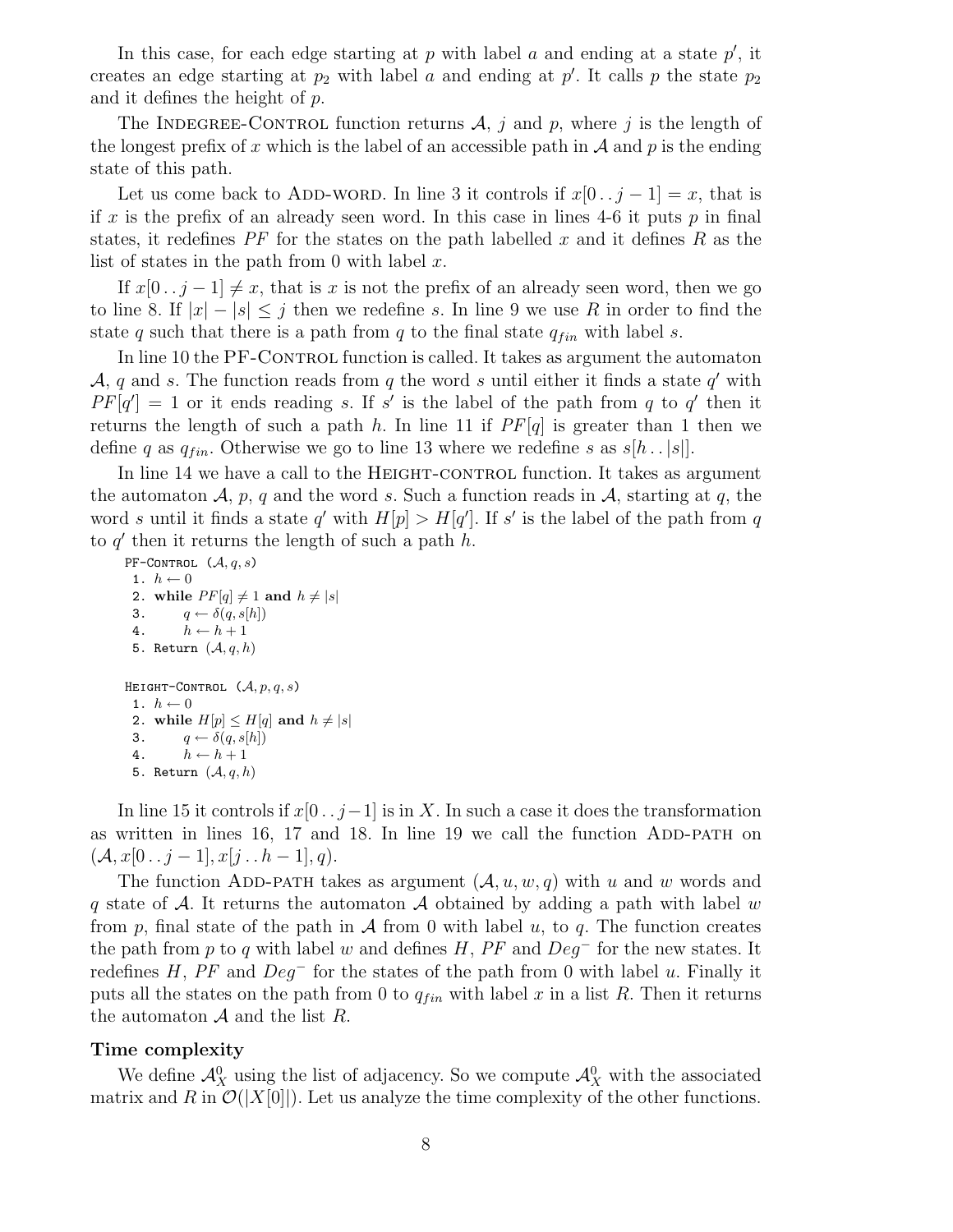In this case, for each edge starting at $p$ with label $a$ and ending at a state $p'$, it creates an edge starting at $p_2$ with label $a$ and ending at $p'$. It calls $p$ the state $p_2$ and it defines the height of $p$.

The Indegree-Control function returns $\mathcal{A}$, $j$ and $p$, where $j$ is the length of the longest prefix of $x$ which is the label of an accessible path in $\mathcal{A}$ and $p$ is the ending state of this path.

Let us come back to Add-word. In line 3 it controls if $x[0\,..\,j-1] = x$, that is if $x$ is the prefix of an already seen word. In this case in lines 4-6 it puts $p$ in final states, it redefines $PF$ for the states on the path labelled $x$ and it defines $R$ as the list of states in the path from 0 with label $x$.

If $x[0\,..\,j-1] \neq x$, that is $x$ is not the prefix of an already seen word, then we go to line 8. If $|x| - |s| \leq j$ then we redefine $s$. In line 9 we use $R$ in order to find the state $q$ such that there is a path from $q$ to the final state $q_{fin}$ with label $s$.

In line 10 the PF-Control function is called. It takes as argument the automaton $\mathcal{A}$, $q$ and $s$. The function reads from $q$ the word $s$ until either it finds a state $q'$ with $PF[q'] = 1$ or it ends reading $s$. If $s'$ is the label of the path from $q$ to $q'$ then it returns the length of such a path $h$. In line 11 if $PF[q]$ is greater than 1 then we define $q$ as $q_{fin}$. Otherwise we go to line 13 where we redefine $s$ as $s[h\,..\,|s|]$.

In line 14 we have a call to the Height-control function. It takes as argument the automaton $\mathcal{A}$, $p$, $q$ and the word $s$. Such a function reads in $\mathcal{A}$, starting at $q$, the word $s$ until it finds a state $q'$ with $H[p] > H[q']$. If $s'$ is the label of the path from $q$ to $q'$ then it returns the length of such a path $h$.

```
PF-Control (A, q, s)
 1. h ← 0
 2. while PF[q] ≠ 1 and h ≠ |s|
 3.     q ← δ(q, s[h])
 4.     h ← h + 1
 5. Return (A, q, h)

Height-Control (A, p, q, s)
 1. h ← 0
 2. while H[p] ≤ H[q] and h ≠ |s|
 3.     q ← δ(q, s[h])
 4.     h ← h + 1
 5. Return (A, q, h)
```

In line 15 it controls if $x[0\,..\,j-1]$ is in $X$. In such a case it does the transformation as written in lines 16, 17 and 18. In line 19 we call the function Add-path on $(\mathcal{A}, x[0\,..\,j-1], x[j\,..\,h-1], q)$.

The function Add-path takes as argument $(\mathcal{A}, u, w, q)$ with $u$ and $w$ words and $q$ state of $\mathcal{A}$. It returns the automaton $\mathcal{A}$ obtained by adding a path with label $w$ from $p$, final state of the path in $\mathcal{A}$ from 0 with label $u$, to $q$. The function creates the path from $p$ to $q$ with label $w$ and defines $H$, $PF$ and $Deg^-$ for the new states. It redefines $H$, $PF$ and $Deg^-$ for the states of the path from 0 with label $u$. Finally it puts all the states on the path from 0 to $q_{fin}$ with label $x$ in a list $R$. Then it returns the automaton $\mathcal{A}$ and the list $R$.

**Time complexity**

We define $\mathcal{A}_X^0$ using the list of adjacency. So we compute $\mathcal{A}_X^0$ with the associated matrix and $R$ in $\mathcal{O}(|X[0]|)$. Let us analyze the time complexity of the other functions.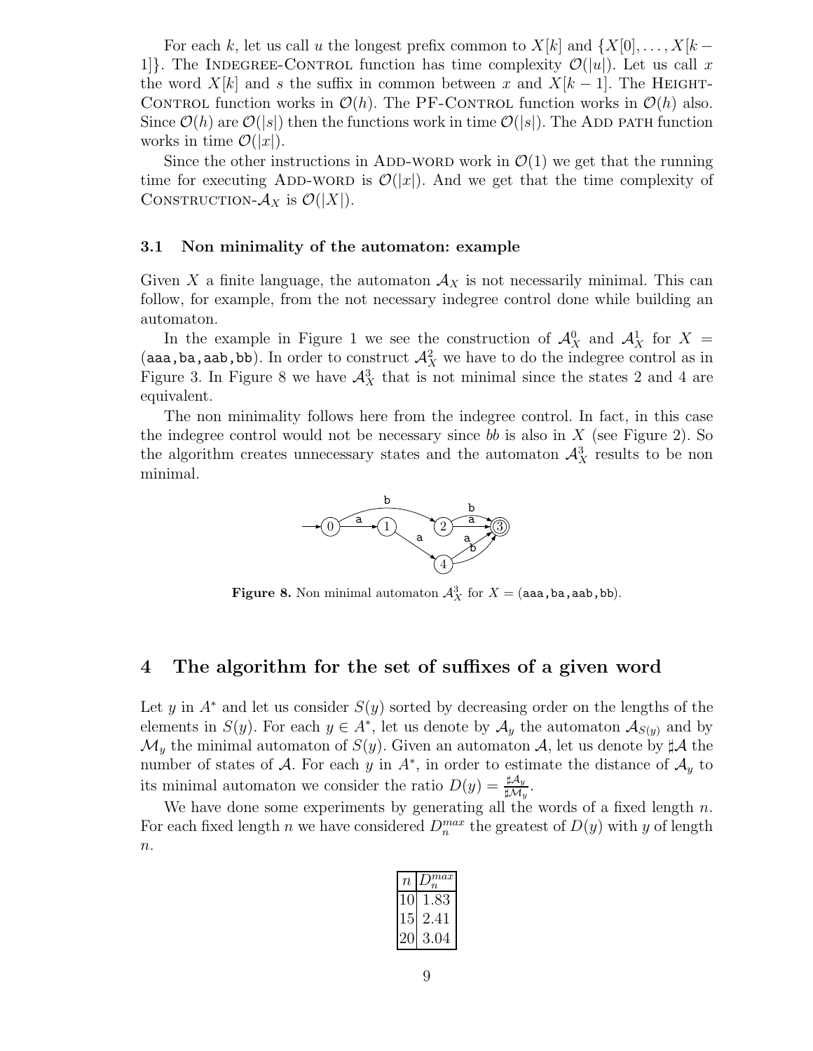For each $k$, let us call $u$ the longest prefix common to $X[k]$ and $\{X[0], \ldots, X[k-1]\}$. The INDEGREE-CONTROL function has time complexity $\mathcal{O}(|u|)$. Let us call $x$ the word $X[k]$ and $s$ the suffix in common between $x$ and $X[k-1]$. The HEIGHT-CONTROL function works in $\mathcal{O}(h)$. The PF-CONTROL function works in $\mathcal{O}(h)$ also. Since $\mathcal{O}(h)$ are $\mathcal{O}(|s|)$ then the functions work in time $\mathcal{O}(|s|)$. The ADD PATH function works in time $\mathcal{O}(|x|)$.

Since the other instructions in ADD-WORD work in $\mathcal{O}(1)$ we get that the running time for executing ADD-WORD is $\mathcal{O}(|x|)$. And we get that the time complexity of CONSTRUCTION-$\mathcal{A}_X$ is $\mathcal{O}(|X|)$.

### 3.1 Non minimality of the automaton: example

Given $X$ a finite language, the automaton $\mathcal{A}_X$ is not necessarily minimal. This can follow, for example, from the not necessary indegree control done while building an automaton.

In the example in Figure 1 we see the construction of $\mathcal{A}_X^0$ and $\mathcal{A}_X^1$ for $X = (\texttt{aaa}, \texttt{ba}, \texttt{aab}, \texttt{bb})$. In order to construct $\mathcal{A}_X^2$ we have to do the indegree control as in Figure 3. In Figure 8 we have $\mathcal{A}_X^3$ that is not minimal since the states 2 and 4 are equivalent.

The non minimality follows here from the indegree control. In fact, in this case the indegree control would not be necessary since *bb* is also in $X$ (see Figure 2). So the algorithm creates unnecessary states and the automaton $\mathcal{A}_X^3$ results to be non minimal.

**Figure 8.** Non minimal automaton $\mathcal{A}_X^3$ for $X = (\texttt{aaa}, \texttt{ba}, \texttt{aab}, \texttt{bb})$.

## 4 The algorithm for the set of suffixes of a given word

Let $y$ in $A^*$ and let us consider $S(y)$ sorted by decreasing order on the lengths of the elements in $S(y)$. For each $y \in A^*$, let us denote by $\mathcal{A}_y$ the automaton $\mathcal{A}_{S(y)}$ and by $\mathcal{M}_y$ the minimal automaton of $S(y)$. Given an automaton $\mathcal{A}$, let us denote by $\sharp\mathcal{A}$ the number of states of $\mathcal{A}$. For each $y$ in $A^*$, in order to estimate the distance of $\mathcal{A}_y$ to its minimal automaton we consider the ratio $D(y) = \frac{\sharp\mathcal{A}_y}{\sharp\mathcal{M}_y}$.

We have done some experiments by generating all the words of a fixed length $n$. For each fixed length $n$ we have considered $D_n^{max}$ the greatest of $D(y)$ with $y$ of length $n$.

| $n$ | $D_n^{max}$ |
|---|---|
| 10 | 1.83 |
| 15 | 2.41 |
| 20 | 3.04 |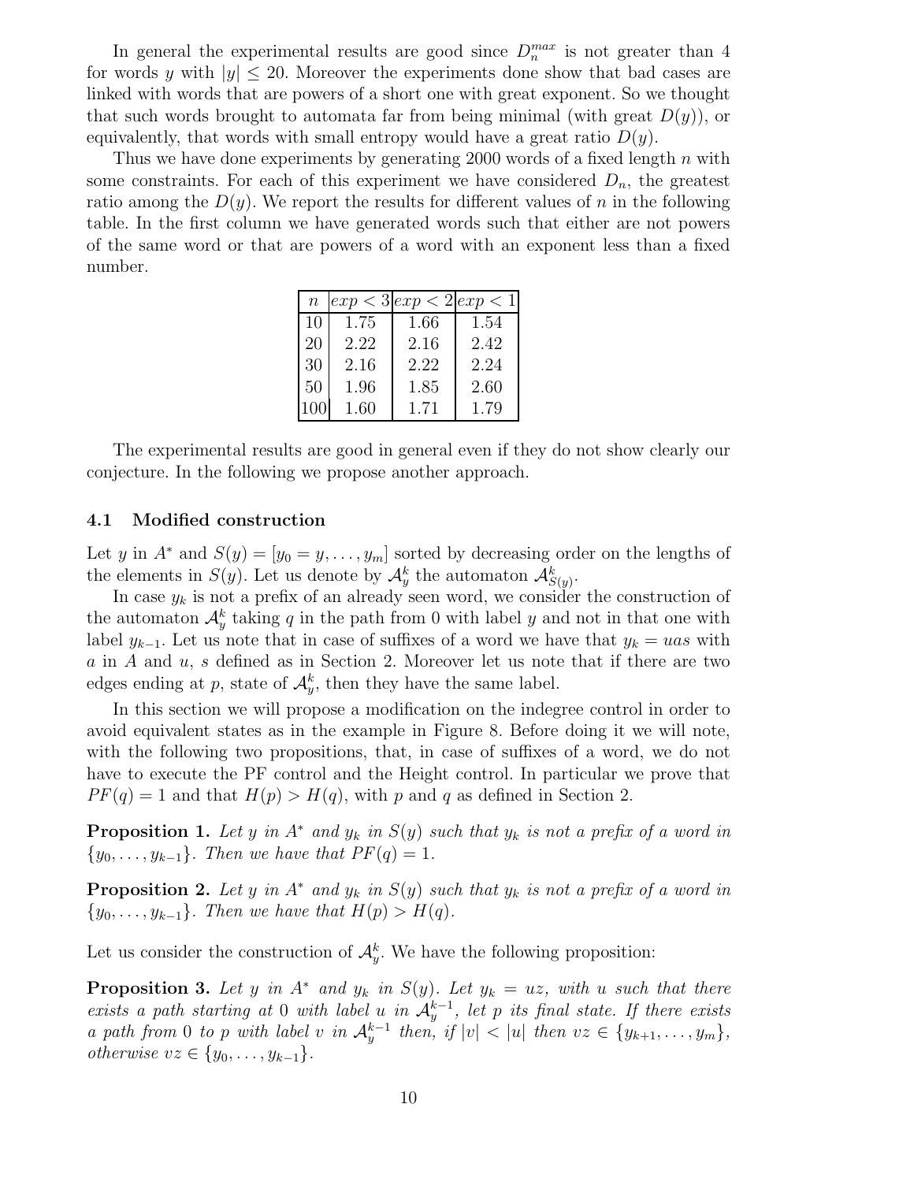In general the experimental results are good since $D_n^{max}$ is not greater than 4 for words $y$ with $|y| \leq 20$. Moreover the experiments done show that bad cases are linked with words that are powers of a short one with great exponent. So we thought that such words brought to automata far from being minimal (with great $D(y)$), or equivalently, that words with small entropy would have a great ratio $D(y)$.

Thus we have done experiments by generating 2000 words of a fixed length $n$ with some constraints. For each of this experiment we have considered $D_n$, the greatest ratio among the $D(y)$. We report the results for different values of $n$ in the following table. In the first column we have generated words such that either are not powers of the same word or that are powers of a word with an exponent less than a fixed number.

| $n$ | $exp < 3$ | $exp < 2$ | $exp < 1$ |
|---|---|---|---|
| 10 | 1.75 | 1.66 | 1.54 |
| 20 | 2.22 | 2.16 | 2.42 |
| 30 | 2.16 | 2.22 | 2.24 |
| 50 | 1.96 | 1.85 | 2.60 |
| 100 | 1.60 | 1.71 | 1.79 |

The experimental results are good in general even if they do not show clearly our conjecture. In the following we propose another approach.

### 4.1 Modified construction

Let $y$ in $A^*$ and $S(y) = [y_0 = y, \ldots, y_m]$ sorted by decreasing order on the lengths of the elements in $S(y)$. Let us denote by $\mathcal{A}_y^k$ the automaton $\mathcal{A}_{S(y)}^k$.

In case $y_k$ is not a prefix of an already seen word, we consider the construction of the automaton $\mathcal{A}_y^k$ taking $q$ in the path from 0 with label $y$ and not in that one with label $y_{k-1}$. Let us note that in case of suffixes of a word we have that $y_k = uas$ with $a$ in $A$ and $u$, $s$ defined as in Section 2. Moreover let us note that if there are two edges ending at $p$, state of $\mathcal{A}_y^k$, then they have the same label.

In this section we will propose a modification on the indegree control in order to avoid equivalent states as in the example in Figure 8. Before doing it we will note, with the following two propositions, that, in case of suffixes of a word, we do not have to execute the PF control and the Height control. In particular we prove that $PF(q) = 1$ and that $H(p) > H(q)$, with $p$ and $q$ as defined in Section 2.

**Proposition 1.** *Let $y$ in $A^*$ and $y_k$ in $S(y)$ such that $y_k$ is not a prefix of a word in $\{y_0, \ldots, y_{k-1}\}$. Then we have that $PF(q) = 1$.*

**Proposition 2.** *Let $y$ in $A^*$ and $y_k$ in $S(y)$ such that $y_k$ is not a prefix of a word in $\{y_0, \ldots, y_{k-1}\}$. Then we have that $H(p) > H(q)$.*

Let us consider the construction of $\mathcal{A}_y^k$. We have the following proposition:

**Proposition 3.** *Let $y$ in $A^*$ and $y_k$ in $S(y)$. Let $y_k = uz$, with $u$ such that there exists a path starting at 0 with label $u$ in $\mathcal{A}_y^{k-1}$, let $p$ its final state. If there exists a path from 0 to $p$ with label $v$ in $\mathcal{A}_y^{k-1}$ then, if $|v| < |u|$ then $vz \in \{y_{k+1}, \ldots, y_m\}$, otherwise $vz \in \{y_0, \ldots, y_{k-1}\}$.*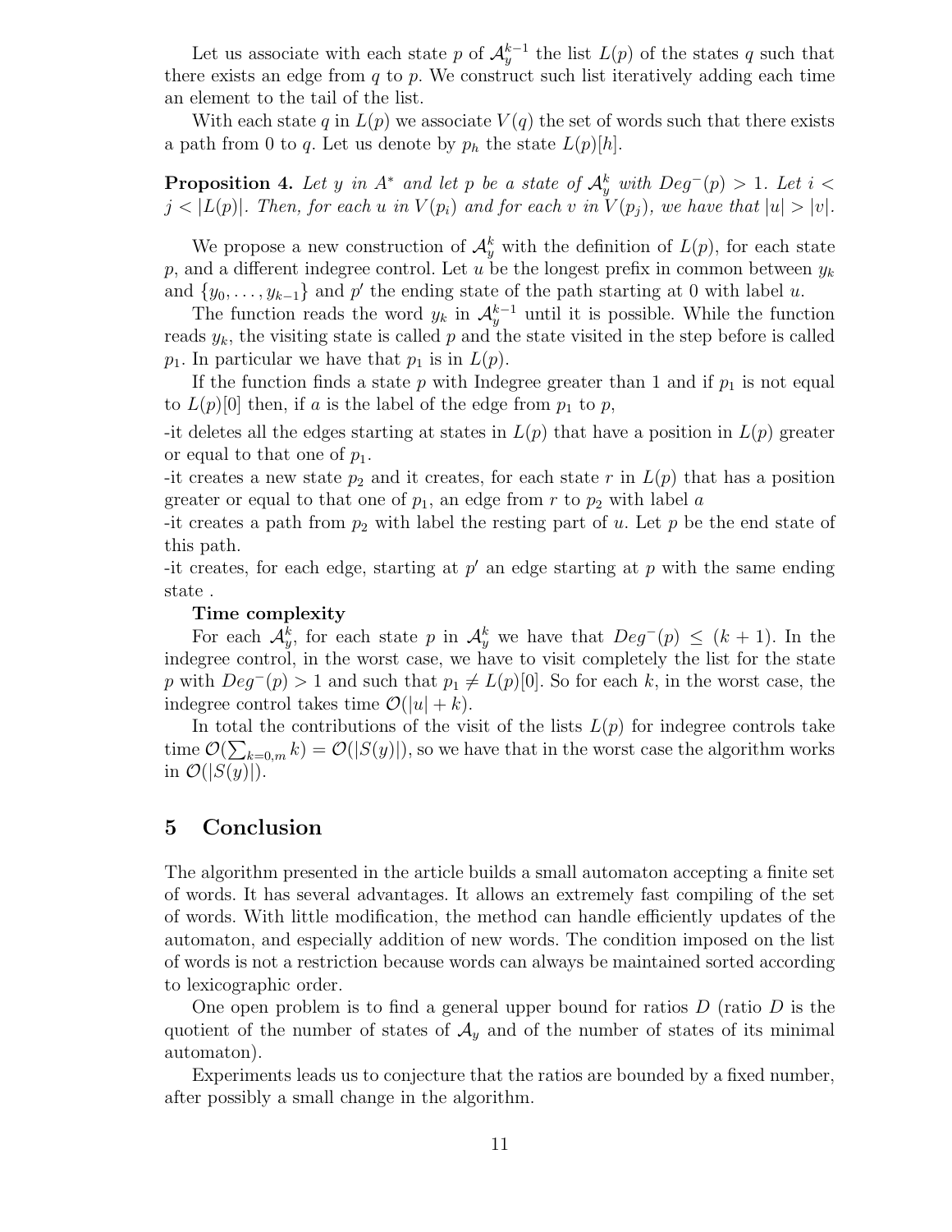Let us associate with each state $p$ of $\mathcal{A}_y^{k-1}$ the list $L(p)$ of the states $q$ such that there exists an edge from $q$ to $p$. We construct such list iteratively adding each time an element to the tail of the list.

With each state $q$ in $L(p)$ we associate $V(q)$ the set of words such that there exists a path from 0 to $q$. Let us denote by $p_h$ the state $L(p)[h]$.

**Proposition 4.** *Let $y$ in $A^*$ and let $p$ be a state of $\mathcal{A}_y^k$ with $Deg^-(p) > 1$. Let $i < j < |L(p)|$. Then, for each $u$ in $V(p_i)$ and for each $v$ in $V(p_j)$, we have that $|u| > |v|$.*

We propose a new construction of $\mathcal{A}_y^k$ with the definition of $L(p)$, for each state $p$, and a different indegree control. Let $u$ be the longest prefix in common between $y_k$ and $\{y_0, \ldots, y_{k-1}\}$ and $p'$ the ending state of the path starting at 0 with label $u$.

The function reads the word $y_k$ in $\mathcal{A}_y^{k-1}$ until it is possible. While the function reads $y_k$, the visiting state is called $p$ and the state visited in the step before is called $p_1$. In particular we have that $p_1$ is in $L(p)$.

If the function finds a state $p$ with Indegree greater than 1 and if $p_1$ is not equal to $L(p)[0]$ then, if $a$ is the label of the edge from $p_1$ to $p$,

-it deletes all the edges starting at states in $L(p)$ that have a position in $L(p)$ greater or equal to that one of $p_1$.

-it creates a new state $p_2$ and it creates, for each state $r$ in $L(p)$ that has a position greater or equal to that one of $p_1$, an edge from $r$ to $p_2$ with label $a$

-it creates a path from $p_2$ with label the resting part of $u$. Let $p$ be the end state of this path.

-it creates, for each edge, starting at $p'$ an edge starting at $p$ with the same ending state .

**Time complexity**

For each $\mathcal{A}_y^k$, for each state $p$ in $\mathcal{A}_y^k$ we have that $Deg^-(p) \le (k+1)$. In the indegree control, in the worst case, we have to visit completely the list for the state $p$ with $Deg^-(p) > 1$ and such that $p_1 \ne L(p)[0]$. So for each $k$, in the worst case, the indegree control takes time $\mathcal{O}(|u| + k)$.

In total the contributions of the visit of the lists $L(p)$ for indegree controls take time $\mathcal{O}(\sum_{k=0,m} k) = \mathcal{O}(|S(y)|)$, so we have that in the worst case the algorithm works in $\mathcal{O}(|S(y)|)$.

## 5 Conclusion

The algorithm presented in the article builds a small automaton accepting a finite set of words. It has several advantages. It allows an extremely fast compiling of the set of words. With little modification, the method can handle efficiently updates of the automaton, and especially addition of new words. The condition imposed on the list of words is not a restriction because words can always be maintained sorted according to lexicographic order.

One open problem is to find a general upper bound for ratios $D$ (ratio $D$ is the quotient of the number of states of $\mathcal{A}_y$ and of the number of states of its minimal automaton).

Experiments leads us to conjecture that the ratios are bounded by a fixed number, after possibly a small change in the algorithm.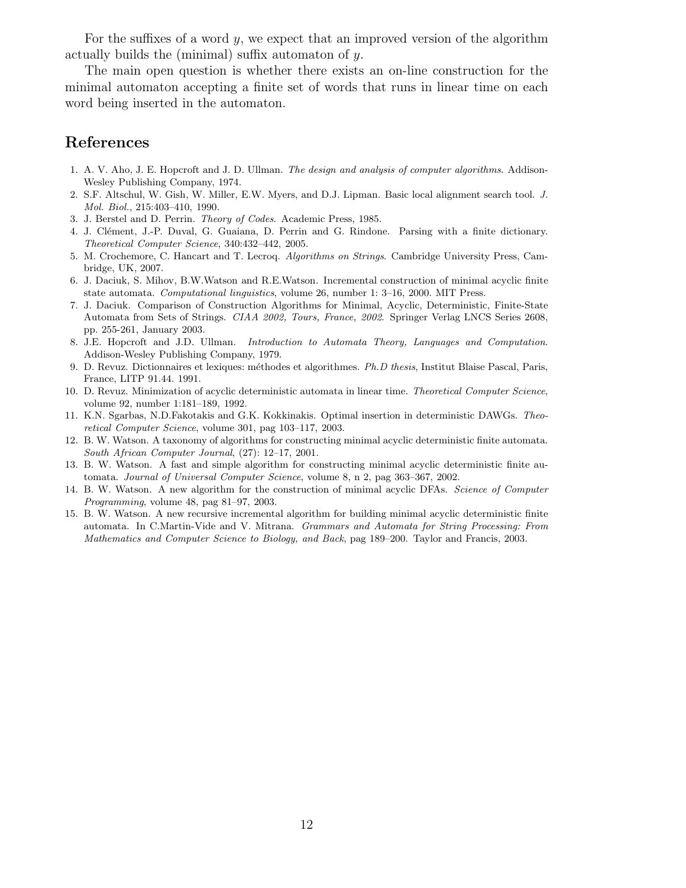For the suffixes of a word $y$, we expect that an improved version of the algorithm actually builds the (minimal) suffix automaton of $y$.

The main open question is whether there exists an on-line construction for the minimal automaton accepting a finite set of words that runs in linear time on each word being inserted in the automaton.

## References

1. A. V. Aho, J. E. Hopcroft and J. D. Ullman. *The design and analysis of computer algorithms*. Addison-Wesley Publishing Company, 1974.
2. S.F. Altschul, W. Gish, W. Miller, E.W. Myers, and D.J. Lipman. Basic local alignment search tool. *J. Mol. Biol.*, 215:403–410, 1990.
3. J. Berstel and D. Perrin. *Theory of Codes*. Academic Press, 1985.
4. J. Clément, J.-P. Duval, G. Guaiana, D. Perrin and G. Rindone. Parsing with a finite dictionary. *Theoretical Computer Science*, 340:432–442, 2005.
5. M. Crochemore, C. Hancart and T. Lecroq. *Algorithms on Strings*. Cambridge University Press, Cambridge, UK, 2007.
6. J. Daciuk, S. Mihov, B.W.Watson and R.E.Watson. Incremental construction of minimal acyclic finite state automata. *Computational linguistics*, volume 26, number 1: 3–16, 2000. MIT Press.
7. J. Daciuk. Comparison of Construction Algorithms for Minimal, Acyclic, Deterministic, Finite-State Automata from Sets of Strings. *CIAA 2002, Tours, France, 2002.* Springer Verlag LNCS Series 2608, pp. 255-261, January 2003.
8. J.E. Hopcroft and J.D. Ullman. *Introduction to Automata Theory, Languages and Computation*. Addison-Wesley Publishing Company, 1979.
9. D. Revuz. Dictionnaires et lexiques: méthodes et algorithmes. *Ph.D thesis*, Institut Blaise Pascal, Paris, France, LITP 91.44. 1991.
10. D. Revuz. Minimization of acyclic deterministic automata in linear time. *Theoretical Computer Science*, volume 92, number 1:181–189, 1992.
11. K.N. Sgarbas, N.D.Fakotakis and G.K. Kokkinakis. Optimal insertion in deterministic DAWGs. *Theoretical Computer Science*, volume 301, pag 103–117, 2003.
12. B. W. Watson. A taxonomy of algorithms for constructing minimal acyclic deterministic finite automata. *South African Computer Journal*, (27): 12–17, 2001.
13. B. W. Watson. A fast and simple algorithm for constructing minimal acyclic deterministic finite automata. *Journal of Universal Computer Science*, volume 8, n 2, pag 363–367, 2002.
14. B. W. Watson. A new algorithm for the construction of minimal acyclic DFAs. *Science of Computer Programming*, volume 48, pag 81–97, 2003.
15. B. W. Watson. A new recursive incremental algorithm for building minimal acyclic deterministic finite automata. In C.Martin-Vide and V. Mitrana. *Grammars and Automata for String Processing: From Mathematics and Computer Science to Biology, and Back*, pag 189–200. Taylor and Francis, 2003.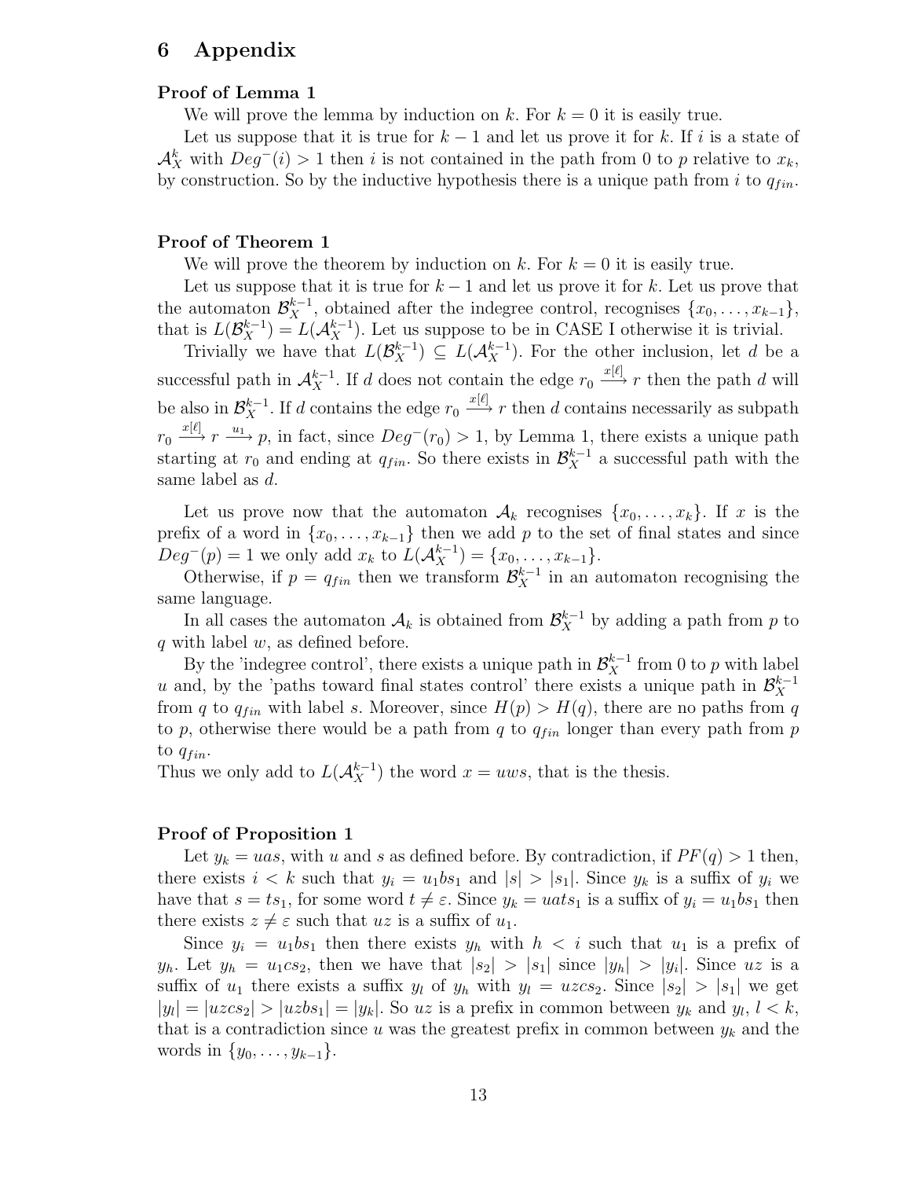## 6 Appendix

**Proof of Lemma 1**

We will prove the lemma by induction on $k$. For $k = 0$ it is easily true.

Let us suppose that it is true for $k-1$ and let us prove it for $k$. If $i$ is a state of $\mathcal{A}_X^k$ with $Deg^-(i) > 1$ then $i$ is not contained in the path from 0 to $p$ relative to $x_k$, by construction. So by the inductive hypothesis there is a unique path from $i$ to $q_{fin}$.

**Proof of Theorem 1**

We will prove the theorem by induction on $k$. For $k = 0$ it is easily true.

Let us suppose that it is true for $k-1$ and let us prove it for $k$. Let us prove that the automaton $\mathcal{B}_X^{k-1}$, obtained after the indegree control, recognises $\{x_0, \dots, x_{k-1}\}$, that is $L(\mathcal{B}_X^{k-1}) = L(\mathcal{A}_X^{k-1})$. Let us suppose to be in CASE I otherwise it is trivial.

Trivially we have that $L(\mathcal{B}_X^{k-1}) \subseteq L(\mathcal{A}_X^{k-1})$. For the other inclusion, let $d$ be a successful path in $\mathcal{A}_X^{k-1}$. If $d$ does not contain the edge $r_0 \xrightarrow{x[\ell]} r$ then the path $d$ will be also in $\mathcal{B}_X^{k-1}$. If $d$ contains the edge $r_0 \xrightarrow{x[\ell]} r$ then $d$ contains necessarily as subpath $r_0 \xrightarrow{x[\ell]} r \xrightarrow{u_1} p$, in fact, since $Deg^-(r_0) > 1$, by Lemma 1, there exists a unique path starting at $r_0$ and ending at $q_{fin}$. So there exists in $\mathcal{B}_X^{k-1}$ a successful path with the same label as $d$.

Let us prove now that the automaton $\mathcal{A}_k$ recognises $\{x_0, \dots, x_k\}$. If $x$ is the prefix of a word in $\{x_0, \dots, x_{k-1}\}$ then we add $p$ to the set of final states and since $Deg^-(p) = 1$ we only add $x_k$ to $L(\mathcal{A}_X^{k-1}) = \{x_0, \dots, x_{k-1}\}$.

Otherwise, if $p = q_{fin}$ then we transform $\mathcal{B}_X^{k-1}$ in an automaton recognising the same language.

In all cases the automaton $\mathcal{A}_k$ is obtained from $\mathcal{B}_X^{k-1}$ by adding a path from $p$ to $q$ with label $w$, as defined before.

By the 'indegree control', there exists a unique path in $\mathcal{B}_X^{k-1}$ from 0 to $p$ with label $u$ and, by the 'paths toward final states control' there exists a unique path in $\mathcal{B}_X^{k-1}$ from $q$ to $q_{fin}$ with label $s$. Moreover, since $H(p) > H(q)$, there are no paths from $q$ to $p$, otherwise there would be a path from $q$ to $q_{fin}$ longer than every path from $p$ to $q_{fin}$.

Thus we only add to $L(\mathcal{A}_X^{k-1})$ the word $x = uws$, that is the thesis.

**Proof of Proposition 1**

Let $y_k = uas$, with $u$ and $s$ as defined before. By contradiction, if $PF(q) > 1$ then, there exists $i < k$ such that $y_i = u_1bs_1$ and $|s| > |s_1|$. Since $y_k$ is a suffix of $y_i$ we have that $s = ts_1$, for some word $t \neq \varepsilon$. Since $y_k = uats_1$ is a suffix of $y_i = u_1bs_1$ then there exists $z \neq \varepsilon$ such that $uz$ is a suffix of $u_1$.

Since $y_i = u_1bs_1$ then there exists $y_h$ with $h < i$ such that $u_1$ is a prefix of $y_h$. Let $y_h = u_1cs_2$, then we have that $|s_2| > |s_1|$ since $|y_h| > |y_i|$. Since $uz$ is a suffix of $u_1$ there exists a suffix $y_l$ of $y_h$ with $y_l = uzcs_2$. Since $|s_2| > |s_1|$ we get $|y_l| = |uzcs_2| > |uzbs_1| = |y_k|$. So $uz$ is a prefix in common between $y_k$ and $y_l$, $l < k$, that is a contradiction since $u$ was the greatest prefix in common between $y_k$ and the words in $\{y_0, \dots, y_{k-1}\}$.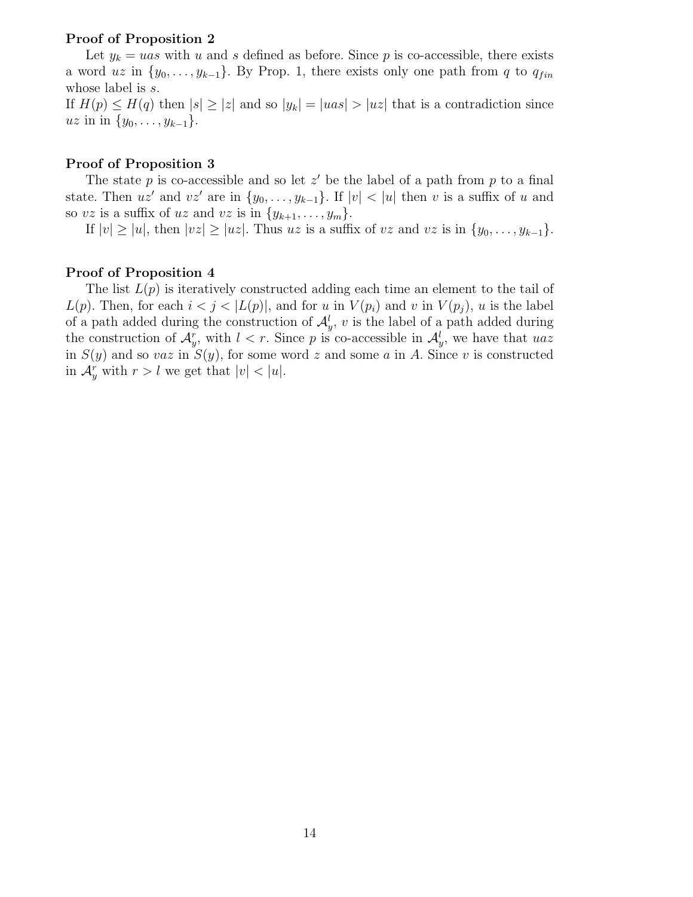**Proof of Proposition 2**

Let $y_k = uas$ with $u$ and $s$ defined as before. Since $p$ is co-accessible, there exists a word $uz$ in $\{y_0, \ldots, y_{k-1}\}$. By Prop. 1, there exists only one path from $q$ to $q_{fin}$ whose label is $s$.
If $H(p) \leq H(q)$ then $|s| \geq |z|$ and so $|y_k| = |uas| > |uz|$ that is a contradiction since $uz$ in in $\{y_0, \ldots, y_{k-1}\}$.

**Proof of Proposition 3**

The state $p$ is co-accessible and so let $z'$ be the label of a path from $p$ to a final state. Then $uz'$ and $vz'$ are in $\{y_0, \ldots, y_{k-1}\}$. If $|v| < |u|$ then $v$ is a suffix of $u$ and so $vz$ is a suffix of $uz$ and $vz$ is in $\{y_{k+1}, \ldots, y_m\}$.

If $|v| \geq |u|$, then $|vz| \geq |uz|$. Thus $uz$ is a suffix of $vz$ and $vz$ is in $\{y_0, \ldots, y_{k-1}\}$.

**Proof of Proposition 4**

The list $L(p)$ is iteratively constructed adding each time an element to the tail of $L(p)$. Then, for each $i < j < |L(p)|$, and for $u$ in $V(p_i)$ and $v$ in $V(p_j)$, $u$ is the label of a path added during the construction of $\mathcal{A}_y^l$, $v$ is the label of a path added during the construction of $\mathcal{A}_y^r$, with $l < r$. Since $p$ is co-accessible in $\mathcal{A}_y^l$, we have that $uaz$ in $S(y)$ and so $vaz$ in $S(y)$, for some word $z$ and some $a$ in $A$. Since $v$ is constructed in $\mathcal{A}_y^r$ with $r > l$ we get that $|v| < |u|$.